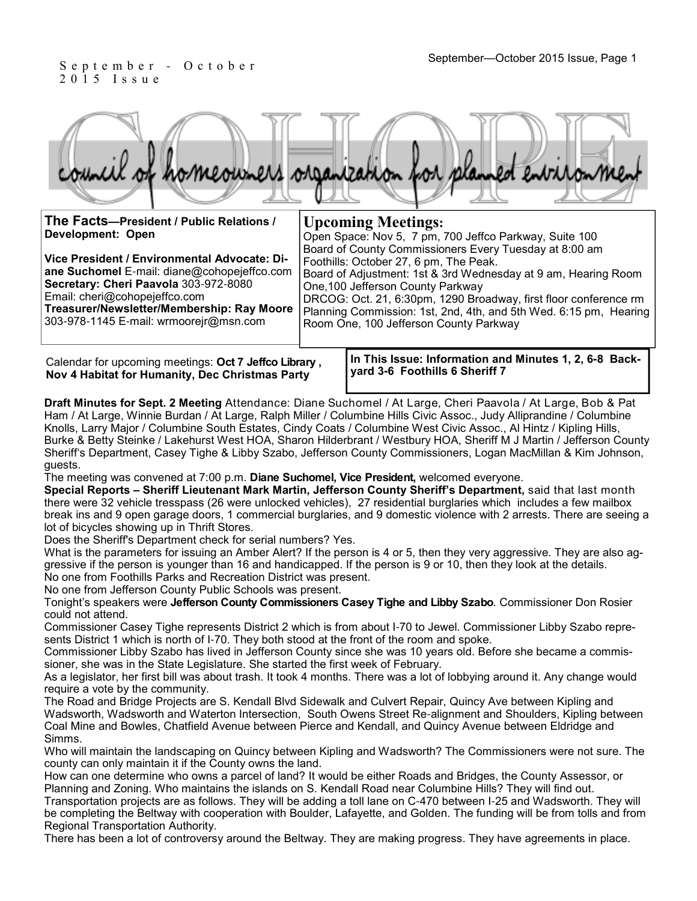September - October 2015 Issue

# COHOPE

## council of homeowners organization for planned environment

**The Facts—President / Public Relations / Development: Open**

**Vice President / Environmental Advocate: Diane Suchomel** E-mail: diane@cohopejeffco.com
**Secretary: Cheri Paavola** 303-972-8080
Email: cheri@cohopejeffco.com
**Treasurer/Newsletter/Membership: Ray Moore** 303-978-1145 E-mail: wrmoorejr@msn.com

## Upcoming Meetings:

Open Space: Nov 5, 7 pm, 700 Jeffco Parkway, Suite 100
Board of County Commissioners Every Tuesday at 8:00 am
Foothills: October 27, 6 pm, The Peak.
Board of Adjustment: 1st & 3rd Wednesday at 9 am, Hearing Room One,100 Jefferson County Parkway
DRCOG: Oct. 21, 6:30pm, 1290 Broadway, first floor conference rm
Planning Commission: 1st, 2nd, 4th, and 5th Wed. 6:15 pm, Hearing Room One, 100 Jefferson County Parkway

Calendar for upcoming meetings: **Oct 7 Jeffco Library , Nov 4 Habitat for Humanity, Dec Christmas Party**

**In This Issue: Information and Minutes 1, 2, 6-8 Backyard 3-6 Foothills 6 Sheriff 7**

**Draft Minutes for Sept. 2 Meeting** Attendance: Diane Suchomel / At Large, Cheri Paavola / At Large, Bob & Pat Ham / At Large, Winnie Burdan / At Large, Ralph Miller / Columbine Hills Civic Assoc., Judy Alliprandine / Columbine Knolls, Larry Major / Columbine South Estates, Cindy Coats / Columbine West Civic Assoc., Al Hintz / Kipling Hills, Burke & Betty Steinke / Lakehurst West HOA, Sharon Hilderbrant / Westbury HOA, Sheriff M J Martin / Jefferson County Sheriff's Department, Casey Tighe & Libby Szabo, Jefferson County Commissioners, Logan MacMillan & Kim Johnson, guests.

The meeting was convened at 7:00 p.m. **Diane Suchomel, Vice President,** welcomed everyone.

**Special Reports – Sheriff Lieutenant Mark Martin, Jefferson County Sheriff's Department,** said that last month there were 32 vehicle tresspass (26 were unlocked vehicles), 27 residential burglaries which includes a few mailbox break ins and 9 open garage doors, 1 commercial burglaries, and 9 domestic violence with 2 arrests. There are seeing a lot of bicycles showing up in Thrift Stores.

Does the Sheriff's Department check for serial numbers? Yes.

What is the parameters for issuing an Amber Alert? If the person is 4 or 5, then they very aggressive. They are also aggressive if the person is younger than 16 and handicapped. If the person is 9 or 10, then they look at the details.

No one from Foothills Parks and Recreation District was present.

No one from Jefferson County Public Schools was present.

Tonight's speakers were **Jefferson County Commissioners Casey Tighe and Libby Szabo**. Commissioner Don Rosier could not attend.

Commissioner Casey Tighe represents District 2 which is from about I-70 to Jewel. Commissioner Libby Szabo represents District 1 which is north of I-70. They both stood at the front of the room and spoke.

Commissioner Libby Szabo has lived in Jefferson County since she was 10 years old. Before she became a commissioner, she was in the State Legislature. She started the first week of February.

As a legislator, her first bill was about trash. It took 4 months. There was a lot of lobbying around it. Any change would require a vote by the community.

The Road and Bridge Projects are S. Kendall Blvd Sidewalk and Culvert Repair, Quincy Ave between Kipling and Wadsworth, Wadsworth and Waterton Intersection, South Owens Street Re-alignment and Shoulders, Kipling between Coal Mine and Bowles, Chatfield Avenue between Pierce and Kendall, and Quincy Avenue between Eldridge and Simms.

Who will maintain the landscaping on Quincy between Kipling and Wadsworth? The Commissioners were not sure. The county can only maintain it if the County owns the land.

How can one determine who owns a parcel of land? It would be either Roads and Bridges, the County Assessor, or Planning and Zoning. Who maintains the islands on S. Kendall Road near Columbine Hills? They will find out.

Transportation projects are as follows. They will be adding a toll lane on C-470 between I-25 and Wadsworth. They will be completing the Beltway with cooperation with Boulder, Lafayette, and Golden. The funding will be from tolls and from Regional Transportation Authority.

There has been a lot of controversy around the Beltway. They are making progress. They have agreements in place.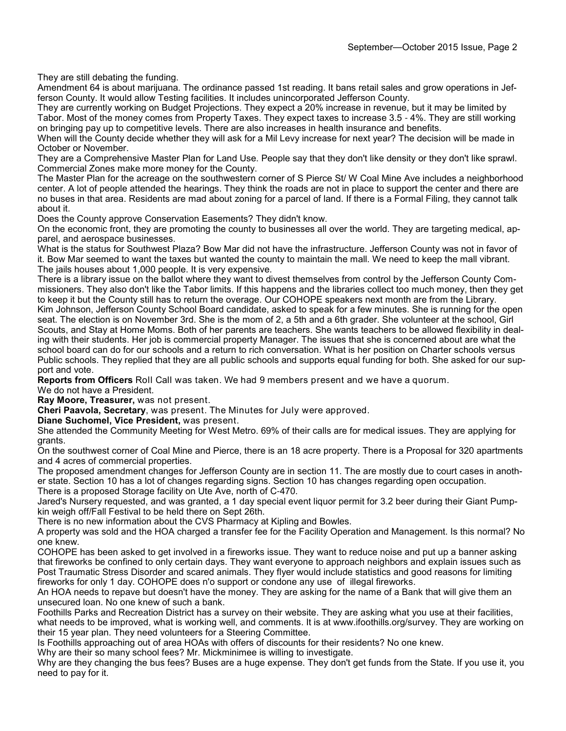They are still debating the funding.

Amendment 64 is about marijuana. The ordinance passed 1st reading. It bans retail sales and grow operations in Jefferson County. It would allow Testing facilities. It includes unincorporated Jefferson County.

They are currently working on Budget Projections. They expect a 20% increase in revenue, but it may be limited by Tabor. Most of the money comes from Property Taxes. They expect taxes to increase 3.5 - 4%. They are still working on bringing pay up to competitive levels. There are also increases in health insurance and benefits.

When will the County decide whether they will ask for a Mil Levy increase for next year? The decision will be made in October or November.

They are a Comprehensive Master Plan for Land Use. People say that they don't like density or they don't like sprawl. Commercial Zones make more money for the County.

The Master Plan for the acreage on the southwestern corner of S Pierce St/ W Coal Mine Ave includes a neighborhood center. A lot of people attended the hearings. They think the roads are not in place to support the center and there are no buses in that area. Residents are mad about zoning for a parcel of land. If there is a Formal Filing, they cannot talk about it.

Does the County approve Conservation Easements? They didn't know.

On the economic front, they are promoting the county to businesses all over the world. They are targeting medical, apparel, and aerospace businesses.

What is the status for Southwest Plaza? Bow Mar did not have the infrastructure. Jefferson County was not in favor of it. Bow Mar seemed to want the taxes but wanted the county to maintain the mall. We need to keep the mall vibrant.

The jails houses about 1,000 people. It is very expensive.

There is a library issue on the ballot where they want to divest themselves from control by the Jefferson County Commissioners. They also don't like the Tabor limits. If this happens and the libraries collect too much money, then they get to keep it but the County still has to return the overage. Our COHOPE speakers next month are from the Library.

Kim Johnson, Jefferson County School Board candidate, asked to speak for a few minutes. She is running for the open seat. The election is on November 3rd. She is the mom of 2, a 5th and a 6th grader. She volunteer at the school, Girl Scouts, and Stay at Home Moms. Both of her parents are teachers. She wants teachers to be allowed flexibility in dealing with their students. Her job is commercial property Manager. The issues that she is concerned about are what the school board can do for our schools and a return to rich conversation. What is her position on Charter schools versus Public schools. They replied that they are all public schools and supports equal funding for both. She asked for our support and vote.

**Reports from Officers** Roll Call was taken. We had 9 members present and we have a quorum.

We do not have a President.

**Ray Moore, Treasurer,** was not present.

**Cheri Paavola, Secretary**, was present. The Minutes for July were approved.

**Diane Suchomel, Vice President,** was present.

She attended the Community Meeting for West Metro. 69% of their calls are for medical issues. They are applying for grants.

On the southwest corner of Coal Mine and Pierce, there is an 18 acre property. There is a Proposal for 320 apartments and 4 acres of commercial properties.

The proposed amendment changes for Jefferson County are in section 11. The are mostly due to court cases in another state. Section 10 has a lot of changes regarding signs. Section 10 has changes regarding open occupation.

There is a proposed Storage facility on Ute Ave, north of C-470.

Jared's Nursery requested, and was granted, a 1 day special event liquor permit for 3.2 beer during their Giant Pumpkin weigh off/Fall Festival to be held there on Sept 26th.

There is no new information about the CVS Pharmacy at Kipling and Bowles.

A property was sold and the HOA charged a transfer fee for the Facility Operation and Management. Is this normal? No one knew.

COHOPE has been asked to get involved in a fireworks issue. They want to reduce noise and put up a banner asking that fireworks be confined to only certain days. They want everyone to approach neighbors and explain issues such as Post Traumatic Stress Disorder and scared animals. They flyer would include statistics and good reasons for limiting fireworks for only 1 day. COHOPE does n'o support or condone any use of illegal fireworks.

An HOA needs to repave but doesn't have the money. They are asking for the name of a Bank that will give them an unsecured loan. No one knew of such a bank.

Foothills Parks and Recreation District has a survey on their website. They are asking what you use at their facilities, what needs to be improved, what is working well, and comments. It is at www.ifoothills.org/survey. They are working on their 15 year plan. They need volunteers for a Steering Committee.

Is Foothills approaching out of area HOAs with offers of discounts for their residents? No one knew.

Why are their so many school fees? Mr. Mickminimee is willing to investigate.

Why are they changing the bus fees? Buses are a huge expense. They don't get funds from the State. If you use it, you need to pay for it.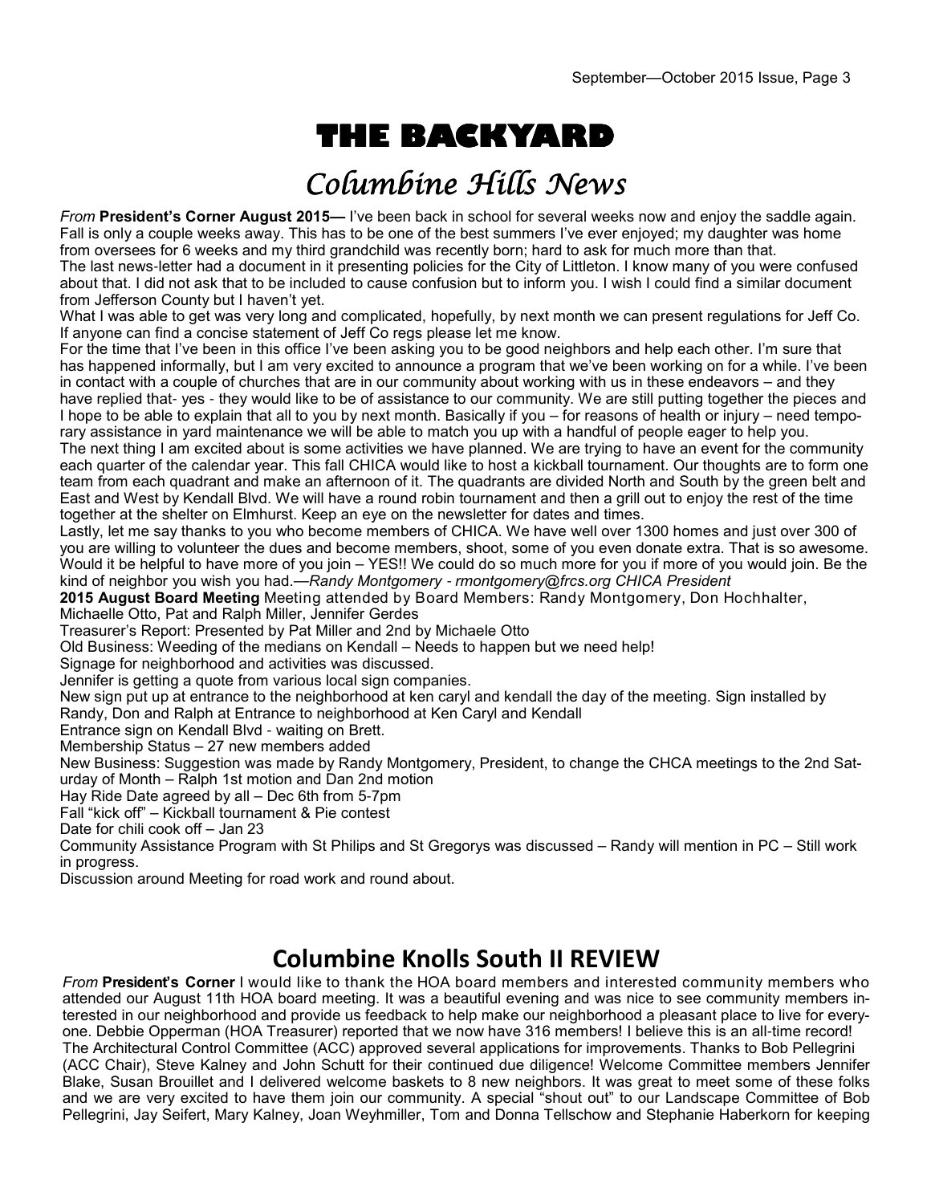# THE BACKYARD

## Columbine Hills News

*From* **President's Corner August 2015—** I've been back in school for several weeks now and enjoy the saddle again. Fall is only a couple weeks away. This has to be one of the best summers I've ever enjoyed; my daughter was home from oversees for 6 weeks and my third grandchild was recently born; hard to ask for much more than that.

The last news-letter had a document in it presenting policies for the City of Littleton. I know many of you were confused about that. I did not ask that to be included to cause confusion but to inform you. I wish I could find a similar document from Jefferson County but I haven't yet.

What I was able to get was very long and complicated, hopefully, by next month we can present regulations for Jeff Co. If anyone can find a concise statement of Jeff Co regs please let me know.

For the time that I've been in this office I've been asking you to be good neighbors and help each other. I'm sure that has happened informally, but I am very excited to announce a program that we've been working on for a while. I've been in contact with a couple of churches that are in our community about working with us in these endeavors – and they have replied that- yes - they would like to be of assistance to our community. We are still putting together the pieces and I hope to be able to explain that all to you by next month. Basically if you – for reasons of health or injury – need temporary assistance in yard maintenance we will be able to match you up with a handful of people eager to help you.

The next thing I am excited about is some activities we have planned. We are trying to have an event for the community each quarter of the calendar year. This fall CHICA would like to host a kickball tournament. Our thoughts are to form one team from each quadrant and make an afternoon of it. The quadrants are divided North and South by the green belt and East and West by Kendall Blvd. We will have a round robin tournament and then a grill out to enjoy the rest of the time together at the shelter on Elmhurst. Keep an eye on the newsletter for dates and times.

Lastly, let me say thanks to you who become members of CHICA. We have well over 1300 homes and just over 300 of you are willing to volunteer the dues and become members, shoot, some of you even donate extra. That is so awesome. Would it be helpful to have more of you join – YES!! We could do so much more for you if more of you would join. Be the kind of neighbor you wish you had.—*Randy Montgomery - rmontgomery@frcs.org CHICA President*

**2015 August Board Meeting** Meeting attended by Board Members: Randy Montgomery, Don Hochhalter, Michaelle Otto, Pat and Ralph Miller, Jennifer Gerdes

Treasurer's Report: Presented by Pat Miller and 2nd by Michaele Otto

Old Business: Weeding of the medians on Kendall – Needs to happen but we need help!

Signage for neighborhood and activities was discussed.

Jennifer is getting a quote from various local sign companies.

New sign put up at entrance to the neighborhood at ken caryl and kendall the day of the meeting. Sign installed by Randy, Don and Ralph at Entrance to neighborhood at Ken Caryl and Kendall

Entrance sign on Kendall Blvd - waiting on Brett.

Membership Status – 27 new members added

New Business: Suggestion was made by Randy Montgomery, President, to change the CHCA meetings to the 2nd Saturday of Month – Ralph 1st motion and Dan 2nd motion

Hay Ride Date agreed by all – Dec 6th from 5-7pm

Fall "kick off" – Kickball tournament & Pie contest

Date for chili cook off – Jan 23

Community Assistance Program with St Philips and St Gregorys was discussed – Randy will mention in PC – Still work in progress.

Discussion around Meeting for road work and round about.

## Columbine Knolls South II REVIEW

*From* **President's Corner** I would like to thank the HOA board members and interested community members who attended our August 11th HOA board meeting. It was a beautiful evening and was nice to see community members interested in our neighborhood and provide us feedback to help make our neighborhood a pleasant place to live for everyone. Debbie Opperman (HOA Treasurer) reported that we now have 316 members! I believe this is an all-time record! The Architectural Control Committee (ACC) approved several applications for improvements. Thanks to Bob Pellegrini (ACC Chair), Steve Kalney and John Schutt for their continued due diligence! Welcome Committee members Jennifer Blake, Susan Brouillet and I delivered welcome baskets to 8 new neighbors. It was great to meet some of these folks and we are very excited to have them join our community. A special "shout out" to our Landscape Committee of Bob Pellegrini, Jay Seifert, Mary Kalney, Joan Weyhmiller, Tom and Donna Tellschow and Stephanie Haberkorn for keeping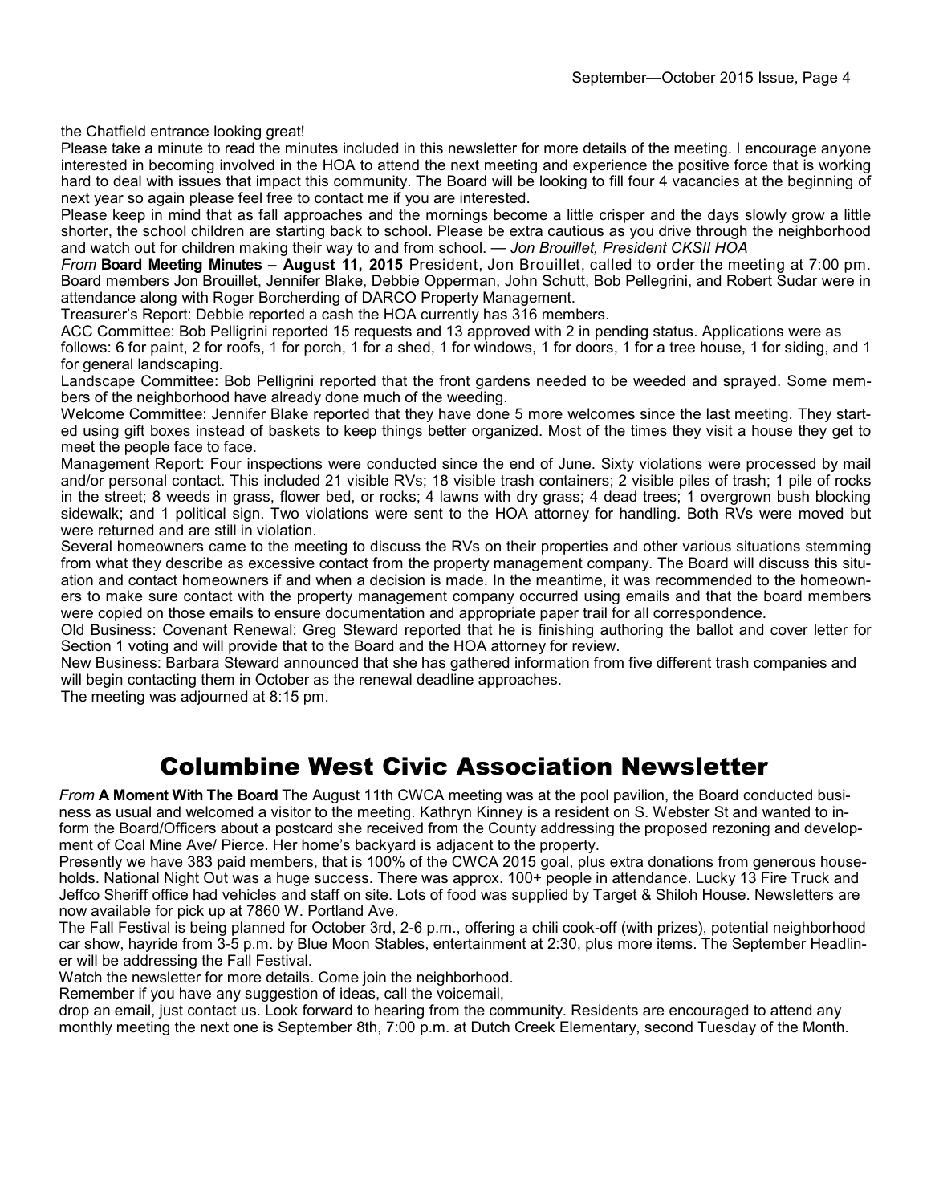the Chatfield entrance looking great!

Please take a minute to read the minutes included in this newsletter for more details of the meeting. I encourage anyone interested in becoming involved in the HOA to attend the next meeting and experience the positive force that is working hard to deal with issues that impact this community. The Board will be looking to fill four 4 vacancies at the beginning of next year so again please feel free to contact me if you are interested.

Please keep in mind that as fall approaches and the mornings become a little crisper and the days slowly grow a little shorter, the school children are starting back to school. Please be extra cautious as you drive through the neighborhood and watch out for children making their way to and from school. — *Jon Brouillet, President CKSII HOA*

*From* **Board Meeting Minutes – August 11, 2015** President, Jon Brouillet, called to order the meeting at 7:00 pm. Board members Jon Brouillet, Jennifer Blake, Debbie Opperman, John Schutt, Bob Pellegrini, and Robert Sudar were in attendance along with Roger Borcherding of DARCO Property Management.

Treasurer's Report: Debbie reported a cash the HOA currently has 316 members.

ACC Committee: Bob Pelligrini reported 15 requests and 13 approved with 2 in pending status. Applications were as follows: 6 for paint, 2 for roofs, 1 for porch, 1 for a shed, 1 for windows, 1 for doors, 1 for a tree house, 1 for siding, and 1 for general landscaping.

Landscape Committee: Bob Pelligrini reported that the front gardens needed to be weeded and sprayed. Some members of the neighborhood have already done much of the weeding.

Welcome Committee: Jennifer Blake reported that they have done 5 more welcomes since the last meeting. They started using gift boxes instead of baskets to keep things better organized. Most of the times they visit a house they get to meet the people face to face.

Management Report: Four inspections were conducted since the end of June. Sixty violations were processed by mail and/or personal contact. This included 21 visible RVs; 18 visible trash containers; 2 visible piles of trash; 1 pile of rocks in the street; 8 weeds in grass, flower bed, or rocks; 4 lawns with dry grass; 4 dead trees; 1 overgrown bush blocking sidewalk; and 1 political sign. Two violations were sent to the HOA attorney for handling. Both RVs were moved but were returned and are still in violation.

Several homeowners came to the meeting to discuss the RVs on their properties and other various situations stemming from what they describe as excessive contact from the property management company. The Board will discuss this situation and contact homeowners if and when a decision is made. In the meantime, it was recommended to the homeowners to make sure contact with the property management company occurred using emails and that the board members were copied on those emails to ensure documentation and appropriate paper trail for all correspondence.

Old Business: Covenant Renewal: Greg Steward reported that he is finishing authoring the ballot and cover letter for Section 1 voting and will provide that to the Board and the HOA attorney for review.

New Business: Barbara Steward announced that she has gathered information from five different trash companies and will begin contacting them in October as the renewal deadline approaches.

The meeting was adjourned at 8:15 pm.

# Columbine West Civic Association Newsletter

*From* **A Moment With The Board** The August 11th CWCA meeting was at the pool pavilion, the Board conducted business as usual and welcomed a visitor to the meeting. Kathryn Kinney is a resident on S. Webster St and wanted to inform the Board/Officers about a postcard she received from the County addressing the proposed rezoning and development of Coal Mine Ave/ Pierce. Her home's backyard is adjacent to the property.

Presently we have 383 paid members, that is 100% of the CWCA 2015 goal, plus extra donations from generous households. National Night Out was a huge success. There was approx. 100+ people in attendance. Lucky 13 Fire Truck and Jeffco Sheriff office had vehicles and staff on site. Lots of food was supplied by Target & Shiloh House. Newsletters are now available for pick up at 7860 W. Portland Ave.

The Fall Festival is being planned for October 3rd, 2-6 p.m., offering a chili cook-off (with prizes), potential neighborhood car show, hayride from 3-5 p.m. by Blue Moon Stables, entertainment at 2:30, plus more items. The September Headliner will be addressing the Fall Festival.

Watch the newsletter for more details. Come join the neighborhood.

Remember if you have any suggestion of ideas, call the voicemail,

drop an email, just contact us. Look forward to hearing from the community. Residents are encouraged to attend any monthly meeting the next one is September 8th, 7:00 p.m. at Dutch Creek Elementary, second Tuesday of the Month.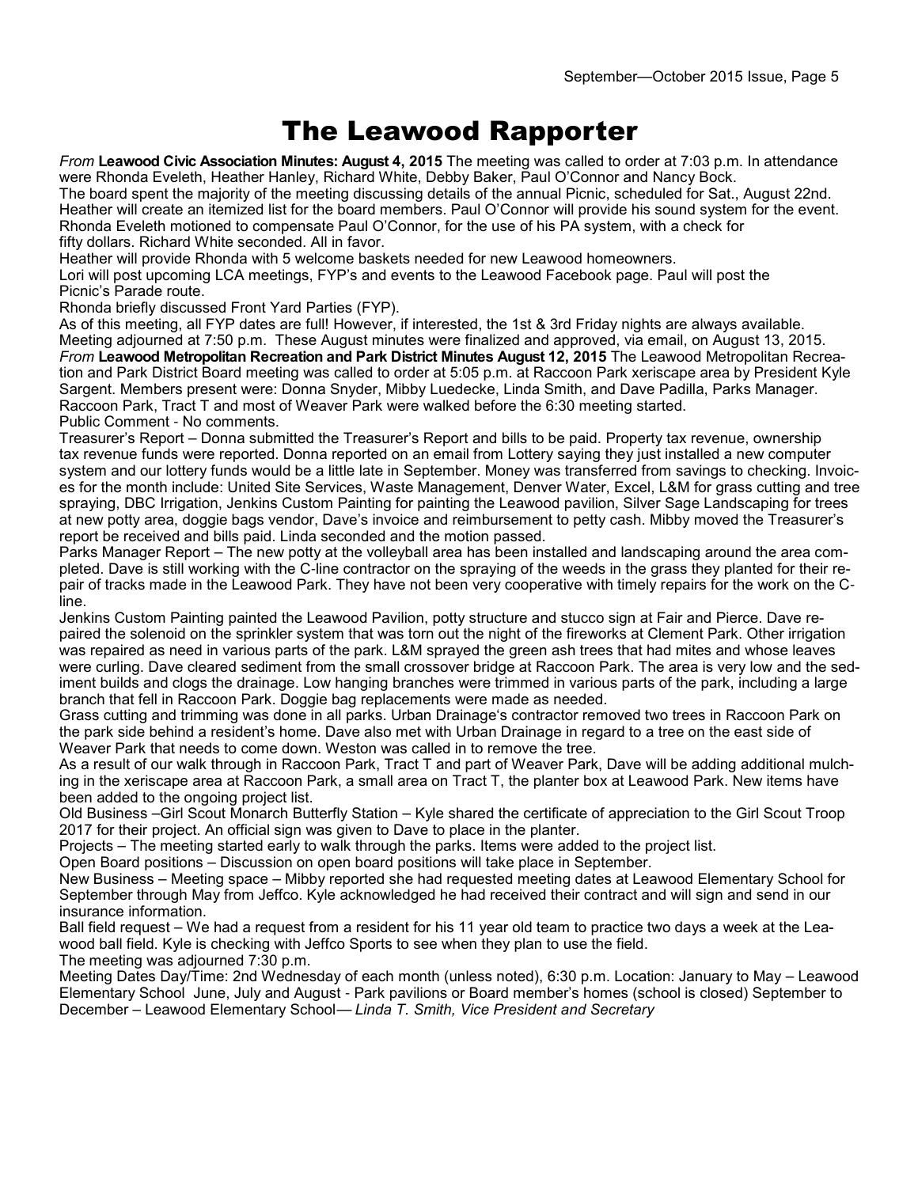# The Leawood Rapporter

*From* **Leawood Civic Association Minutes: August 4, 2015** The meeting was called to order at 7:03 p.m. In attendance were Rhonda Eveleth, Heather Hanley, Richard White, Debby Baker, Paul O'Connor and Nancy Bock.

The board spent the majority of the meeting discussing details of the annual Picnic, scheduled for Sat., August 22nd. Heather will create an itemized list for the board members. Paul O'Connor will provide his sound system for the event. Rhonda Eveleth motioned to compensate Paul O'Connor, for the use of his PA system, with a check for fifty dollars. Richard White seconded. All in favor.

Heather will provide Rhonda with 5 welcome baskets needed for new Leawood homeowners.

Lori will post upcoming LCA meetings, FYP's and events to the Leawood Facebook page. Paul will post the Picnic's Parade route.

Rhonda briefly discussed Front Yard Parties (FYP).

As of this meeting, all FYP dates are full! However, if interested, the 1st & 3rd Friday nights are always available.

Meeting adjourned at 7:50 p.m. These August minutes were finalized and approved, via email, on August 13, 2015.

*From* **Leawood Metropolitan Recreation and Park District Minutes August 12, 2015** The Leawood Metropolitan Recreation and Park District Board meeting was called to order at 5:05 p.m. at Raccoon Park xeriscape area by President Kyle Sargent. Members present were: Donna Snyder, Mibby Luedecke, Linda Smith, and Dave Padilla, Parks Manager. Raccoon Park, Tract T and most of Weaver Park were walked before the 6:30 meeting started.

Public Comment - No comments.

Treasurer's Report – Donna submitted the Treasurer's Report and bills to be paid. Property tax revenue, ownership tax revenue funds were reported. Donna reported on an email from Lottery saying they just installed a new computer system and our lottery funds would be a little late in September. Money was transferred from savings to checking. Invoices for the month include: United Site Services, Waste Management, Denver Water, Excel, L&M for grass cutting and tree spraying, DBC Irrigation, Jenkins Custom Painting for painting the Leawood pavilion, Silver Sage Landscaping for trees at new potty area, doggie bags vendor, Dave's invoice and reimbursement to petty cash. Mibby moved the Treasurer's report be received and bills paid. Linda seconded and the motion passed.

Parks Manager Report – The new potty at the volleyball area has been installed and landscaping around the area completed. Dave is still working with the C-line contractor on the spraying of the weeds in the grass they planted for their repair of tracks made in the Leawood Park. They have not been very cooperative with timely repairs for the work on the C-line.

Jenkins Custom Painting painted the Leawood Pavilion, potty structure and stucco sign at Fair and Pierce. Dave repaired the solenoid on the sprinkler system that was torn out the night of the fireworks at Clement Park. Other irrigation was repaired as need in various parts of the park. L&M sprayed the green ash trees that had mites and whose leaves were curling. Dave cleared sediment from the small crossover bridge at Raccoon Park. The area is very low and the sediment builds and clogs the drainage. Low hanging branches were trimmed in various parts of the park, including a large branch that fell in Raccoon Park. Doggie bag replacements were made as needed.

Grass cutting and trimming was done in all parks. Urban Drainage's contractor removed two trees in Raccoon Park on the park side behind a resident's home. Dave also met with Urban Drainage in regard to a tree on the east side of Weaver Park that needs to come down. Weston was called in to remove the tree.

As a result of our walk through in Raccoon Park, Tract T and part of Weaver Park, Dave will be adding additional mulching in the xeriscape area at Raccoon Park, a small area on Tract T, the planter box at Leawood Park. New items have been added to the ongoing project list.

Old Business –Girl Scout Monarch Butterfly Station – Kyle shared the certificate of appreciation to the Girl Scout Troop 2017 for their project. An official sign was given to Dave to place in the planter.

Projects – The meeting started early to walk through the parks. Items were added to the project list.

Open Board positions – Discussion on open board positions will take place in September.

New Business – Meeting space – Mibby reported she had requested meeting dates at Leawood Elementary School for September through May from Jeffco. Kyle acknowledged he had received their contract and will sign and send in our insurance information.

Ball field request – We had a request from a resident for his 11 year old team to practice two days a week at the Leawood ball field. Kyle is checking with Jeffco Sports to see when they plan to use the field.

The meeting was adjourned 7:30 p.m.

Meeting Dates Day/Time: 2nd Wednesday of each month (unless noted), 6:30 p.m. Location: January to May – Leawood Elementary School June, July and August - Park pavilions or Board member's homes (school is closed) September to December – Leawood Elementary School— *Linda T. Smith, Vice President and Secretary*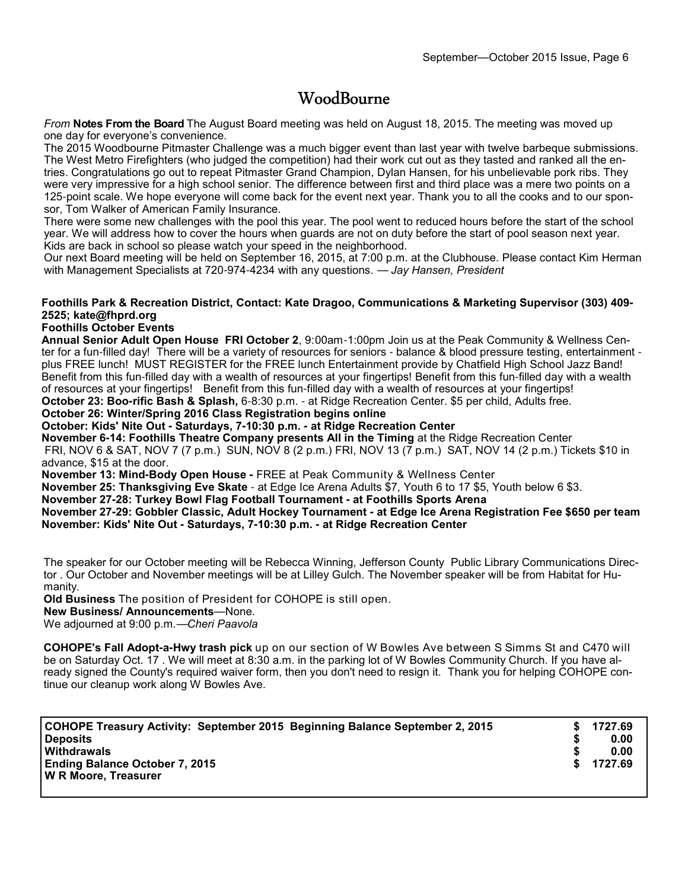# WoodBourne

*From* **Notes From the Board** The August Board meeting was held on August 18, 2015. The meeting was moved up one day for everyone's convenience.

The 2015 Woodbourne Pitmaster Challenge was a much bigger event than last year with twelve barbeque submissions. The West Metro Firefighters (who judged the competition) had their work cut out as they tasted and ranked all the entries. Congratulations go out to repeat Pitmaster Grand Champion, Dylan Hansen, for his unbelievable pork ribs. They were very impressive for a high school senior. The difference between first and third place was a mere two points on a 125-point scale. We hope everyone will come back for the event next year. Thank you to all the cooks and to our sponsor, Tom Walker of American Family Insurance.

There were some new challenges with the pool this year. The pool went to reduced hours before the start of the school year. We will address how to cover the hours when guards are not on duty before the start of pool season next year. Kids are back in school so please watch your speed in the neighborhood.

Our next Board meeting will be held on September 16, 2015, at 7:00 p.m. at the Clubhouse. Please contact Kim Herman with Management Specialists at 720-974-4234 with any questions. — *Jay Hansen, President*

**Foothills Park & Recreation District, Contact: Kate Dragoo, Communications & Marketing Supervisor (303) 409-2525; kate@fhprd.org**

**Foothills October Events**

**Annual Senior Adult Open House FRI October 2**, 9:00am-1:00pm Join us at the Peak Community & Wellness Center for a fun-filled day! There will be a variety of resources for seniors - balance & blood pressure testing, entertainment - plus FREE lunch! MUST REGISTER for the FREE lunch Entertainment provide by Chatfield High School Jazz Band! Benefit from this fun-filled day with a wealth of resources at your fingertips! Benefit from this fun-filled day with a wealth of resources at your fingertips! Benefit from this fun-filled day with a wealth of resources at your fingertips!

**October 23: Boo-rific Bash & Splash,** 6-8:30 p.m. - at Ridge Recreation Center. $5 per child, Adults free.

**October 26: Winter/Spring 2016 Class Registration begins online**

**October: Kids' Nite Out - Saturdays, 7-10:30 p.m. - at Ridge Recreation Center**

**November 6-14: Foothills Theatre Company presents All in the Timing** at the Ridge Recreation Center

FRI, NOV 6 & SAT, NOV 7 (7 p.m.) SUN, NOV 8 (2 p.m.) FRI, NOV 13 (7 p.m.) SAT, NOV 14 (2 p.m.) Tickets $10 in advance, $15 at the door.

**November 13: Mind-Body Open House -** FREE at Peak Community & Wellness Center

**November 25: Thanksgiving Eve Skate** - at Edge Ice Arena Adults $7, Youth 6 to 17 $5, Youth below 6 $3.

**November 27-28: Turkey Bowl Flag Football Tournament - at Foothills Sports Arena**

**November 27-29: Gobbler Classic, Adult Hockey Tournament - at Edge Ice Arena Registration Fee $650 per team**

**November: Kids' Nite Out - Saturdays, 7-10:30 p.m. - at Ridge Recreation Center**

The speaker for our October meeting will be Rebecca Winning, Jefferson County Public Library Communications Director . Our October and November meetings will be at Lilley Gulch. The November speaker will be from Habitat for Humanity.

**Old Business** The position of President for COHOPE is still open.

**New Business/ Announcements**—None.

We adjourned at 9:00 p.m.—*Cheri Paavola*

**COHOPE's Fall Adopt-a-Hwy trash pick** up on our section of W Bowles Ave between S Simms St and C470 will be on Saturday Oct. 17 . We will meet at 8:30 a.m. in the parking lot of W Bowles Community Church. If you have already signed the County's required waiver form, then you don't need to resign it. Thank you for helping COHOPE continue our cleanup work along W Bowles Ave.

| COHOPE Treasury Activity: September 2015 Beginning Balance September 2, 2015 | $ 1727.69 |
|---|---|
| Deposits | $ 0.00 |
| Withdrawals | $ 0.00 |
| Ending Balance October 7, 2015 | $ 1727.69 |
| W R Moore, Treasurer | |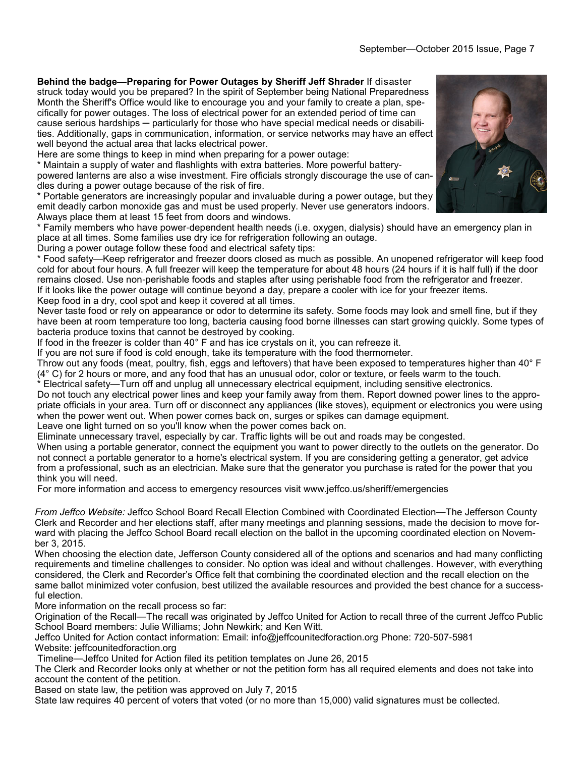**Behind the badge—Preparing for Power Outages by Sheriff Jeff Shrader** If disaster struck today would you be prepared? In the spirit of September being National Preparedness Month the Sheriff's Office would like to encourage you and your family to create a plan, specifically for power outages. The loss of electrical power for an extended period of time can cause serious hardships ─ particularly for those who have special medical needs or disabilities. Additionally, gaps in communication, information, or service networks may have an effect well beyond the actual area that lacks electrical power.

Here are some things to keep in mind when preparing for a power outage:

* Maintain a supply of water and flashlights with extra batteries. More powerful battery-powered lanterns are also a wise investment. Fire officials strongly discourage the use of candles during a power outage because of the risk of fire.
* Portable generators are increasingly popular and invaluable during a power outage, but they emit deadly carbon monoxide gas and must be used properly. Never use generators indoors. Always place them at least 15 feet from doors and windows.
* Family members who have power-dependent health needs (i.e. oxygen, dialysis) should have an emergency plan in place at all times. Some families use dry ice for refrigeration following an outage.

During a power outage follow these food and electrical safety tips:

* Food safety—Keep refrigerator and freezer doors closed as much as possible. An unopened refrigerator will keep food cold for about four hours. A full freezer will keep the temperature for about 48 hours (24 hours if it is half full) if the door remains closed. Use non-perishable foods and staples after using perishable food from the refrigerator and freezer.

If it looks like the power outage will continue beyond a day, prepare a cooler with ice for your freezer items.

Keep food in a dry, cool spot and keep it covered at all times.

Never taste food or rely on appearance or odor to determine its safety. Some foods may look and smell fine, but if they have been at room temperature too long, bacteria causing food borne illnesses can start growing quickly. Some types of bacteria produce toxins that cannot be destroyed by cooking.

If food in the freezer is colder than 40° F and has ice crystals on it, you can refreeze it.

If you are not sure if food is cold enough, take its temperature with the food thermometer.

Throw out any foods (meat, poultry, fish, eggs and leftovers) that have been exposed to temperatures higher than 40° F (4° C) for 2 hours or more, and any food that has an unusual odor, color or texture, or feels warm to the touch.

* Electrical safety—Turn off and unplug all unnecessary electrical equipment, including sensitive electronics.

Do not touch any electrical power lines and keep your family away from them. Report downed power lines to the appropriate officials in your area. Turn off or disconnect any appliances (like stoves), equipment or electronics you were using when the power went out. When power comes back on, surges or spikes can damage equipment.

Leave one light turned on so you'll know when the power comes back on.

Eliminate unnecessary travel, especially by car. Traffic lights will be out and roads may be congested.

When using a portable generator, connect the equipment you want to power directly to the outlets on the generator. Do not connect a portable generator to a home's electrical system. If you are considering getting a generator, get advice from a professional, such as an electrician. Make sure that the generator you purchase is rated for the power that you think you will need.

For more information and access to emergency resources visit www.jeffco.us/sheriff/emergencies

*From Jeffco Website:* Jeffco School Board Recall Election Combined with Coordinated Election—The Jefferson County Clerk and Recorder and her elections staff, after many meetings and planning sessions, made the decision to move forward with placing the Jeffco School Board recall election on the ballot in the upcoming coordinated election on November 3, 2015.

When choosing the election date, Jefferson County considered all of the options and scenarios and had many conflicting requirements and timeline challenges to consider. No option was ideal and without challenges. However, with everything considered, the Clerk and Recorder's Office felt that combining the coordinated election and the recall election on the same ballot minimized voter confusion, best utilized the available resources and provided the best chance for a successful election.

More information on the recall process so far:

Origination of the Recall—The recall was originated by Jeffco United for Action to recall three of the current Jeffco Public School Board members: Julie Williams; John Newkirk; and Ken Witt.

Jeffco United for Action contact information: Email: info@jeffcounitedforaction.org Phone: 720-507-5981

Website: jeffcounitedforaction.org

Timeline—Jeffco United for Action filed its petition templates on June 26, 2015

The Clerk and Recorder looks only at whether or not the petition form has all required elements and does not take into account the content of the petition.

Based on state law, the petition was approved on July 7, 2015

State law requires 40 percent of voters that voted (or no more than 15,000) valid signatures must be collected.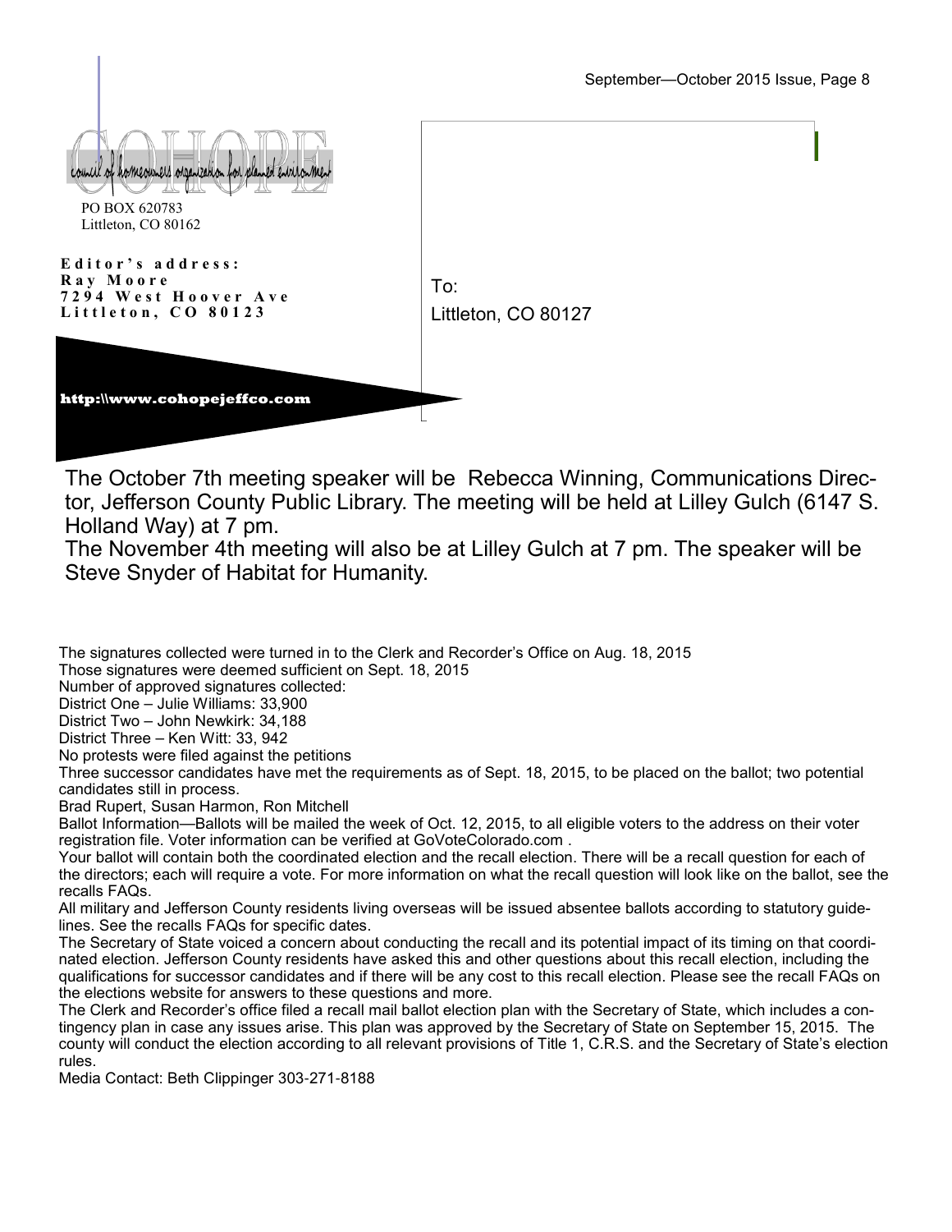COHOPE

council of homeowners organization for planned environment

PO BOX 620783
Littleton, CO 80162

**Editor's address:**
**Ray Moore**
**7294 West Hoover Ave**
**Littleton, CO 80123**

**http:\\www.cohopejeffco.com**

To:
Littleton, CO 80127

The October 7th meeting speaker will be Rebecca Winning, Communications Director, Jefferson County Public Library. The meeting will be held at Lilley Gulch (6147 S. Holland Way) at 7 pm.

The November 4th meeting will also be at Lilley Gulch at 7 pm. The speaker will be Steve Snyder of Habitat for Humanity.

The signatures collected were turned in to the Clerk and Recorder's Office on Aug. 18, 2015

Those signatures were deemed sufficient on Sept. 18, 2015

Number of approved signatures collected:

District One – Julie Williams: 33,900

District Two – John Newkirk: 34,188

District Three – Ken Witt: 33, 942

No protests were filed against the petitions

Three successor candidates have met the requirements as of Sept. 18, 2015, to be placed on the ballot; two potential candidates still in process.

Brad Rupert, Susan Harmon, Ron Mitchell

Ballot Information—Ballots will be mailed the week of Oct. 12, 2015, to all eligible voters to the address on their voter registration file. Voter information can be verified at GoVoteColorado.com .

Your ballot will contain both the coordinated election and the recall election. There will be a recall question for each of the directors; each will require a vote. For more information on what the recall question will look like on the ballot, see the recalls FAQs.

All military and Jefferson County residents living overseas will be issued absentee ballots according to statutory guidelines. See the recalls FAQs for specific dates.

The Secretary of State voiced a concern about conducting the recall and its potential impact of its timing on that coordinated election. Jefferson County residents have asked this and other questions about this recall election, including the qualifications for successor candidates and if there will be any cost to this recall election. Please see the recall FAQs on the elections website for answers to these questions and more.

The Clerk and Recorder's office filed a recall mail ballot election plan with the Secretary of State, which includes a contingency plan in case any issues arise. This plan was approved by the Secretary of State on September 15, 2015. The county will conduct the election according to all relevant provisions of Title 1, C.R.S. and the Secretary of State's election rules.

Media Contact: Beth Clippinger 303-271-8188